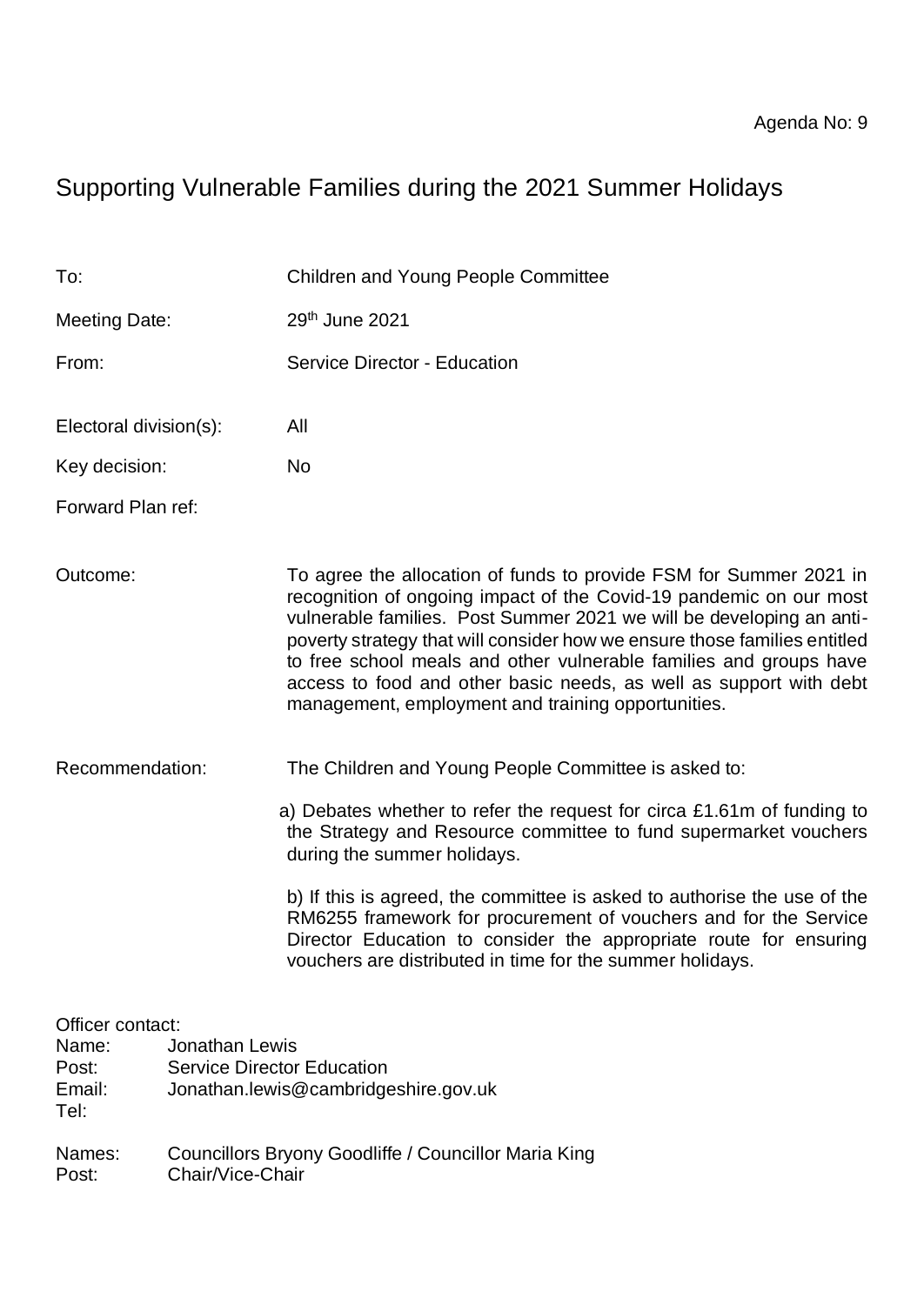Agenda No: 9

# Supporting Vulnerable Families during the 2021 Summer Holidays

To: Children and Young People Committee

Meeting Date: 29th June 2021

From: Service Director - Education

Electoral division(s): All

Key decision: No

Forward Plan ref:

Outcome: To agree the allocation of funds to provide FSM for Summer 2021 in recognition of ongoing impact of the Covid-19 pandemic on our most vulnerable families. Post Summer 2021 we will be developing an anti-poverty strategy that will consider how we ensure those families entitled to free school meals and other vulnerable families and groups have access to food and other basic needs, as well as support with debt management, employment and training opportunities.

Recommendation: The Children and Young People Committee is asked to:

a) Debates whether to refer the request for circa £1.61m of funding to the Strategy and Resource committee to fund supermarket vouchers during the summer holidays.

b) If this is agreed, the committee is asked to authorise the use of the RM6255 framework for procurement of vouchers and for the Service Director Education to consider the appropriate route for ensuring vouchers are distributed in time for the summer holidays.

Officer contact:
Name: Jonathan Lewis
Post: Service Director Education
Email: Jonathan.lewis@cambridgeshire.gov.uk
Tel:

Names: Councillors Bryony Goodliffe / Councillor Maria King
Post: Chair/Vice-Chair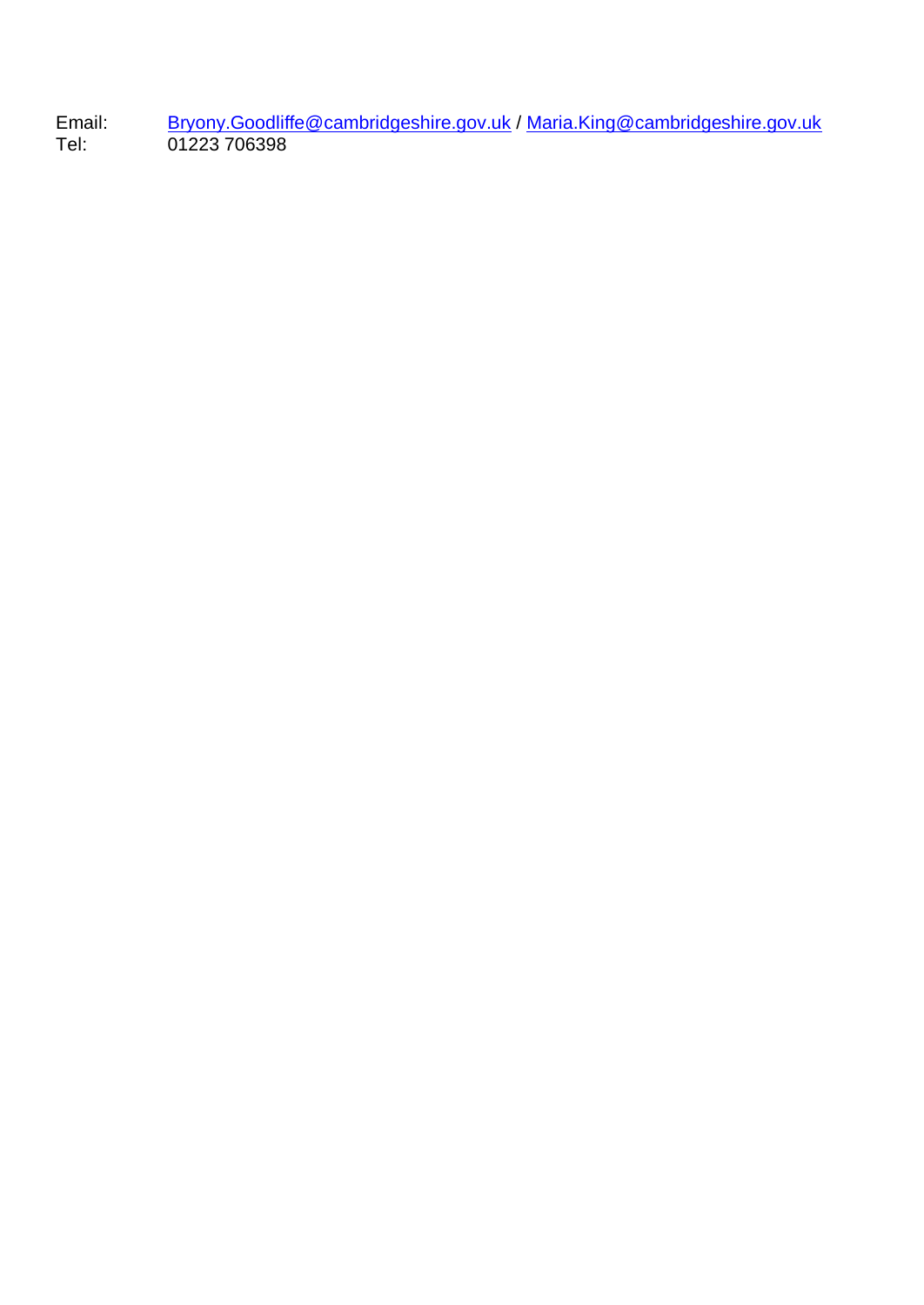| | |
|---|---|
| Email: | Bryony.Goodliffe@cambridgeshire.gov.uk / Maria.King@cambridgeshire.gov.uk |
| Tel: | 01223 706398 |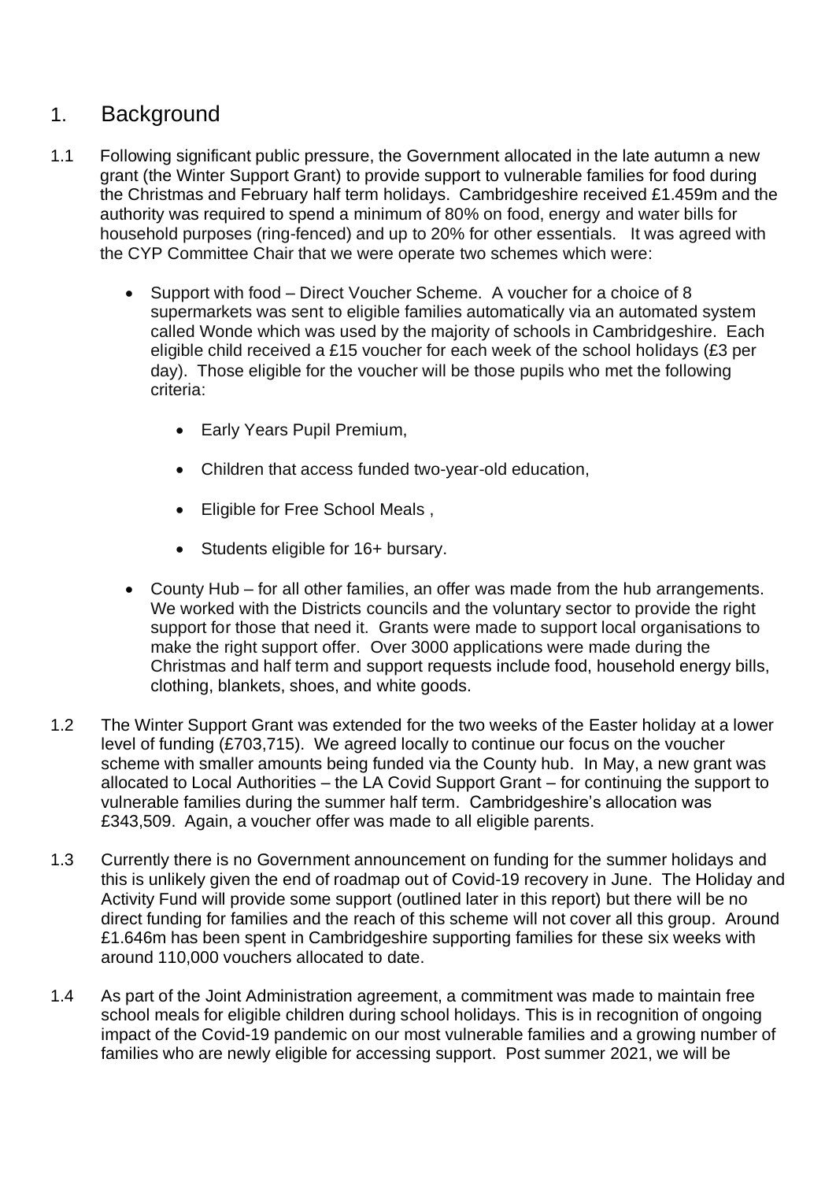## 1. Background

1.1 Following significant public pressure, the Government allocated in the late autumn a new grant (the Winter Support Grant) to provide support to vulnerable families for food during the Christmas and February half term holidays. Cambridgeshire received £1.459m and the authority was required to spend a minimum of 80% on food, energy and water bills for household purposes (ring-fenced) and up to 20% for other essentials. It was agreed with the CYP Committee Chair that we were operate two schemes which were:

- Support with food – Direct Voucher Scheme. A voucher for a choice of 8 supermarkets was sent to eligible families automatically via an automated system called Wonde which was used by the majority of schools in Cambridgeshire. Each eligible child received a £15 voucher for each week of the school holidays (£3 per day). Those eligible for the voucher will be those pupils who met the following criteria:
    - Early Years Pupil Premium,
    - Children that access funded two-year-old education,
    - Eligible for Free School Meals ,
    - Students eligible for 16+ bursary.
- County Hub – for all other families, an offer was made from the hub arrangements. We worked with the Districts councils and the voluntary sector to provide the right support for those that need it. Grants were made to support local organisations to make the right support offer. Over 3000 applications were made during the Christmas and half term and support requests include food, household energy bills, clothing, blankets, shoes, and white goods.

1.2 The Winter Support Grant was extended for the two weeks of the Easter holiday at a lower level of funding (£703,715). We agreed locally to continue our focus on the voucher scheme with smaller amounts being funded via the County hub. In May, a new grant was allocated to Local Authorities – the LA Covid Support Grant – for continuing the support to vulnerable families during the summer half term. Cambridgeshire's allocation was £343,509. Again, a voucher offer was made to all eligible parents.

1.3 Currently there is no Government announcement on funding for the summer holidays and this is unlikely given the end of roadmap out of Covid-19 recovery in June. The Holiday and Activity Fund will provide some support (outlined later in this report) but there will be no direct funding for families and the reach of this scheme will not cover all this group. Around £1.646m has been spent in Cambridgeshire supporting families for these six weeks with around 110,000 vouchers allocated to date.

1.4 As part of the Joint Administration agreement, a commitment was made to maintain free school meals for eligible children during school holidays. This is in recognition of ongoing impact of the Covid-19 pandemic on our most vulnerable families and a growing number of families who are newly eligible for accessing support. Post summer 2021, we will be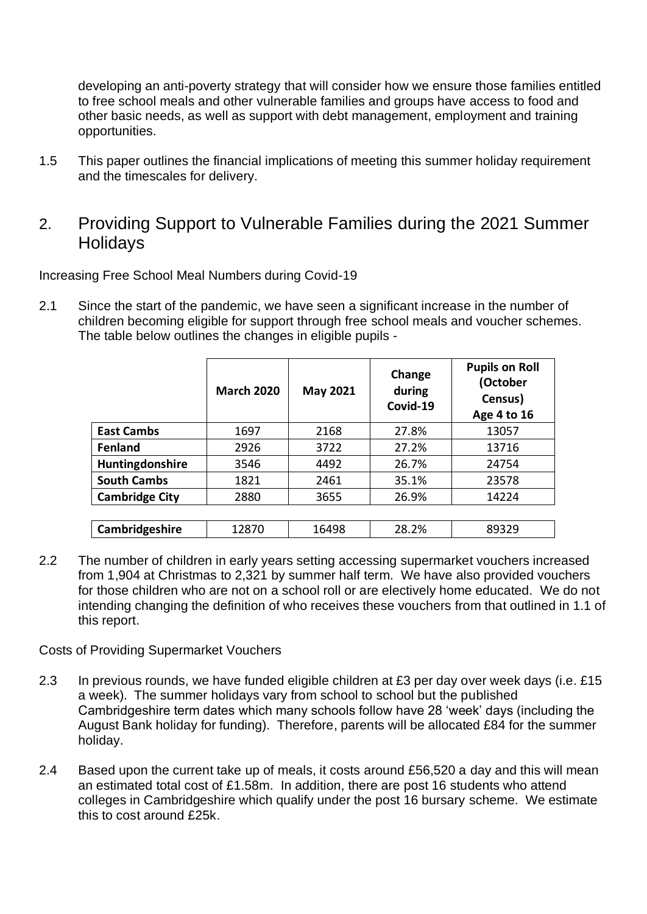developing an anti-poverty strategy that will consider how we ensure those families entitled to free school meals and other vulnerable families and groups have access to food and other basic needs, as well as support with debt management, employment and training opportunities.

1.5 This paper outlines the financial implications of meeting this summer holiday requirement and the timescales for delivery.

## 2. Providing Support to Vulnerable Families during the 2021 Summer Holidays

Increasing Free School Meal Numbers during Covid-19

2.1 Since the start of the pandemic, we have seen a significant increase in the number of children becoming eligible for support through free school meals and voucher schemes. The table below outlines the changes in eligible pupils -

| | March 2020 | May 2021 | Change during Covid-19 | Pupils on Roll (October Census) Age 4 to 16 |
|---|---|---|---|---|
| **East Cambs** | 1697 | 2168 | 27.8% | 13057 |
| **Fenland** | 2926 | 3722 | 27.2% | 13716 |
| **Huntingdonshire** | 3546 | 4492 | 26.7% | 24754 |
| **South Cambs** | 1821 | 2461 | 35.1% | 23578 |
| **Cambridge City** | 2880 | 3655 | 26.9% | 14224 |
| | | | | |
| **Cambridgeshire** | 12870 | 16498 | 28.2% | 89329 |

2.2 The number of children in early years setting accessing supermarket vouchers increased from 1,904 at Christmas to 2,321 by summer half term. We have also provided vouchers for those children who are not on a school roll or are electively home educated. We do not intending changing the definition of who receives these vouchers from that outlined in 1.1 of this report.

Costs of Providing Supermarket Vouchers

2.3 In previous rounds, we have funded eligible children at £3 per day over week days (i.e. £15 a week). The summer holidays vary from school to school but the published Cambridgeshire term dates which many schools follow have 28 'week' days (including the August Bank holiday for funding). Therefore, parents will be allocated £84 for the summer holiday.

2.4 Based upon the current take up of meals, it costs around £56,520 a day and this will mean an estimated total cost of £1.58m. In addition, there are post 16 students who attend colleges in Cambridgeshire which qualify under the post 16 bursary scheme. We estimate this to cost around £25k.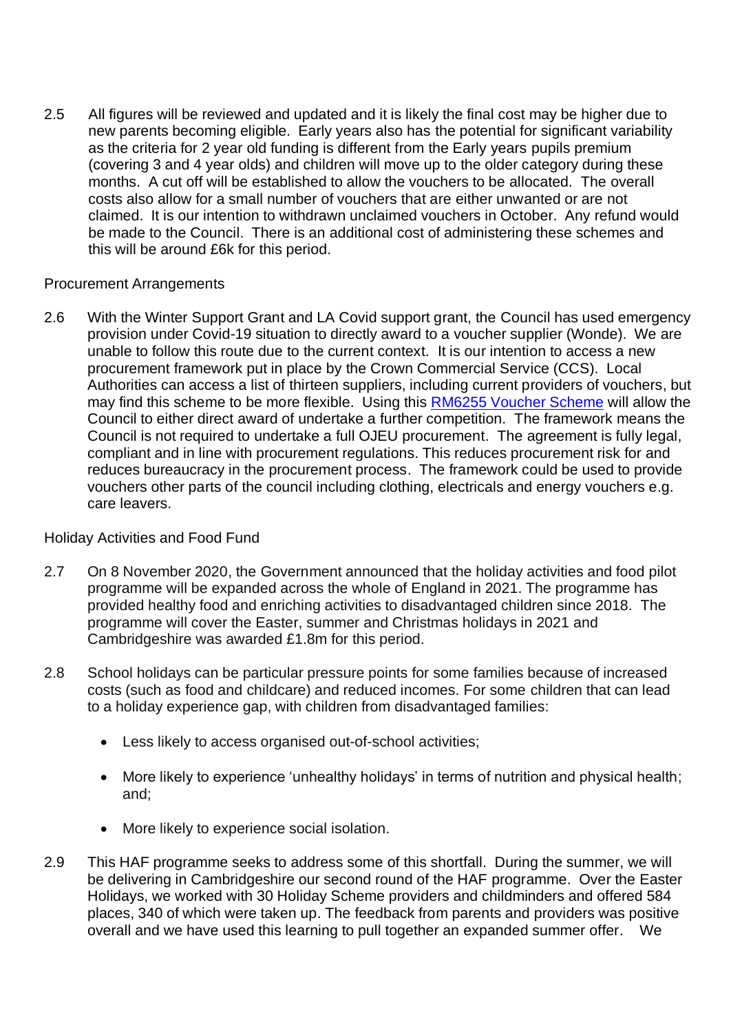2.5 All figures will be reviewed and updated and it is likely the final cost may be higher due to new parents becoming eligible. Early years also has the potential for significant variability as the criteria for 2 year old funding is different from the Early years pupils premium (covering 3 and 4 year olds) and children will move up to the older category during these months. A cut off will be established to allow the vouchers to be allocated. The overall costs also allow for a small number of vouchers that are either unwanted or are not claimed. It is our intention to withdrawn unclaimed vouchers in October. Any refund would be made to the Council. There is an additional cost of administering these schemes and this will be around £6k for this period.

Procurement Arrangements

2.6 With the Winter Support Grant and LA Covid support grant, the Council has used emergency provision under Covid-19 situation to directly award to a voucher supplier (Wonde). We are unable to follow this route due to the current context. It is our intention to access a new procurement framework put in place by the Crown Commercial Service (CCS). Local Authorities can access a list of thirteen suppliers, including current providers of vouchers, but may find this scheme to be more flexible. Using this RM6255 Voucher Scheme will allow the Council to either direct award of undertake a further competition. The framework means the Council is not required to undertake a full OJEU procurement. The agreement is fully legal, compliant and in line with procurement regulations. This reduces procurement risk for and reduces bureaucracy in the procurement process. The framework could be used to provide vouchers other parts of the council including clothing, electricals and energy vouchers e.g. care leavers.

Holiday Activities and Food Fund

2.7 On 8 November 2020, the Government announced that the holiday activities and food pilot programme will be expanded across the whole of England in 2021. The programme has provided healthy food and enriching activities to disadvantaged children since 2018. The programme will cover the Easter, summer and Christmas holidays in 2021 and Cambridgeshire was awarded £1.8m for this period.

2.8 School holidays can be particular pressure points for some families because of increased costs (such as food and childcare) and reduced incomes. For some children that can lead to a holiday experience gap, with children from disadvantaged families:

- Less likely to access organised out-of-school activities;
- More likely to experience 'unhealthy holidays' in terms of nutrition and physical health; and;
- More likely to experience social isolation.

2.9 This HAF programme seeks to address some of this shortfall. During the summer, we will be delivering in Cambridgeshire our second round of the HAF programme. Over the Easter Holidays, we worked with 30 Holiday Scheme providers and childminders and offered 584 places, 340 of which were taken up. The feedback from parents and providers was positive overall and we have used this learning to pull together an expanded summer offer. We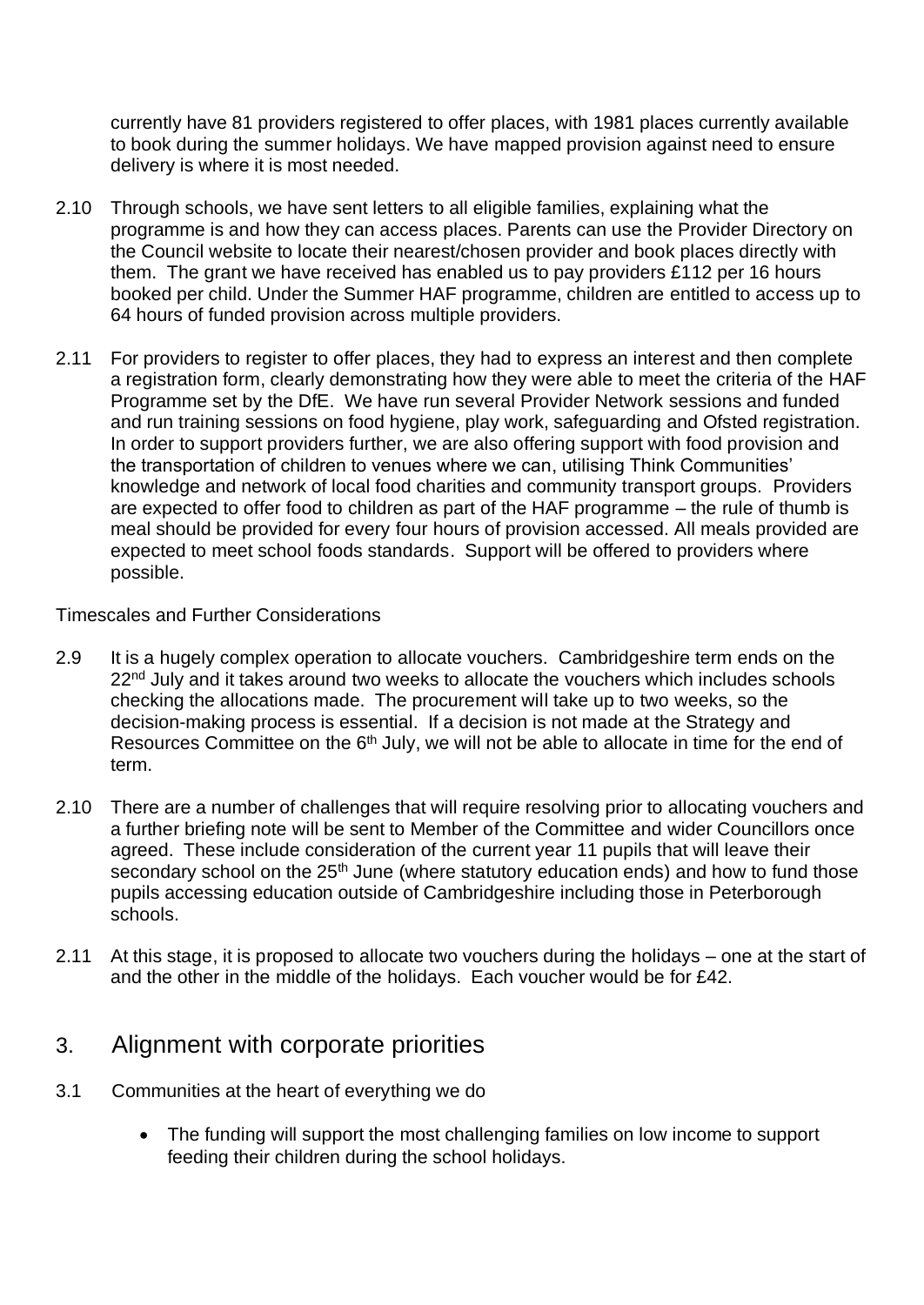currently have 81 providers registered to offer places, with 1981 places currently available to book during the summer holidays. We have mapped provision against need to ensure delivery is where it is most needed.

2.10 Through schools, we have sent letters to all eligible families, explaining what the programme is and how they can access places. Parents can use the Provider Directory on the Council website to locate their nearest/chosen provider and book places directly with them. The grant we have received has enabled us to pay providers £112 per 16 hours booked per child. Under the Summer HAF programme, children are entitled to access up to 64 hours of funded provision across multiple providers.

2.11 For providers to register to offer places, they had to express an interest and then complete a registration form, clearly demonstrating how they were able to meet the criteria of the HAF Programme set by the DfE. We have run several Provider Network sessions and funded and run training sessions on food hygiene, play work, safeguarding and Ofsted registration. In order to support providers further, we are also offering support with food provision and the transportation of children to venues where we can, utilising Think Communities' knowledge and network of local food charities and community transport groups. Providers are expected to offer food to children as part of the HAF programme – the rule of thumb is meal should be provided for every four hours of provision accessed. All meals provided are expected to meet school foods standards. Support will be offered to providers where possible.

Timescales and Further Considerations

2.9 It is a hugely complex operation to allocate vouchers. Cambridgeshire term ends on the 22nd July and it takes around two weeks to allocate the vouchers which includes schools checking the allocations made. The procurement will take up to two weeks, so the decision-making process is essential. If a decision is not made at the Strategy and Resources Committee on the 6th July, we will not be able to allocate in time for the end of term.

2.10 There are a number of challenges that will require resolving prior to allocating vouchers and a further briefing note will be sent to Member of the Committee and wider Councillors once agreed. These include consideration of the current year 11 pupils that will leave their secondary school on the 25th June (where statutory education ends) and how to fund those pupils accessing education outside of Cambridgeshire including those in Peterborough schools.

2.11 At this stage, it is proposed to allocate two vouchers during the holidays – one at the start of and the other in the middle of the holidays. Each voucher would be for £42.

## 3. Alignment with corporate priorities

3.1 Communities at the heart of everything we do

- The funding will support the most challenging families on low income to support feeding their children during the school holidays.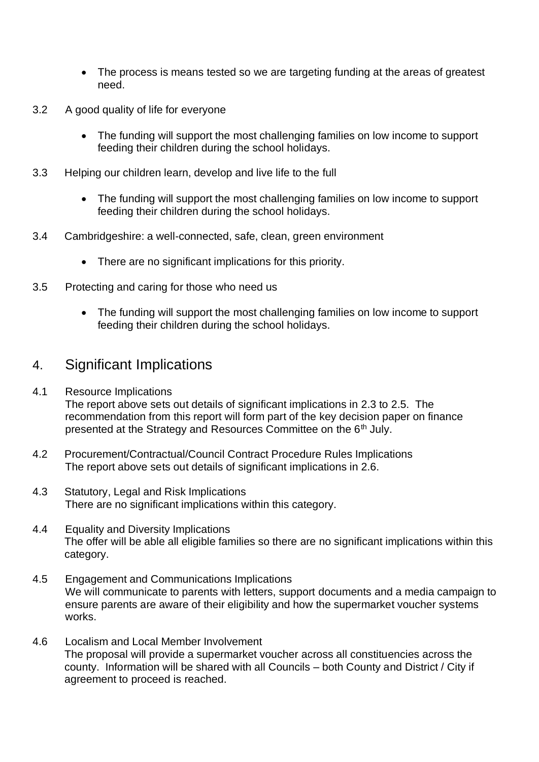- The process is means tested so we are targeting funding at the areas of greatest need.

3.2 A good quality of life for everyone

- The funding will support the most challenging families on low income to support feeding their children during the school holidays.

3.3 Helping our children learn, develop and live life to the full

- The funding will support the most challenging families on low income to support feeding their children during the school holidays.

3.4 Cambridgeshire: a well-connected, safe, clean, green environment

- There are no significant implications for this priority.

3.5 Protecting and caring for those who need us

- The funding will support the most challenging families on low income to support feeding their children during the school holidays.

## 4. Significant Implications

4.1 Resource Implications
The report above sets out details of significant implications in 2.3 to 2.5. The recommendation from this report will form part of the key decision paper on finance presented at the Strategy and Resources Committee on the 6th July.

4.2 Procurement/Contractual/Council Contract Procedure Rules Implications
The report above sets out details of significant implications in 2.6.

4.3 Statutory, Legal and Risk Implications
There are no significant implications within this category.

4.4 Equality and Diversity Implications
The offer will be able all eligible families so there are no significant implications within this category.

4.5 Engagement and Communications Implications
We will communicate to parents with letters, support documents and a media campaign to ensure parents are aware of their eligibility and how the supermarket voucher systems works.

4.6 Localism and Local Member Involvement
The proposal will provide a supermarket voucher across all constituencies across the county. Information will be shared with all Councils – both County and District / City if agreement to proceed is reached.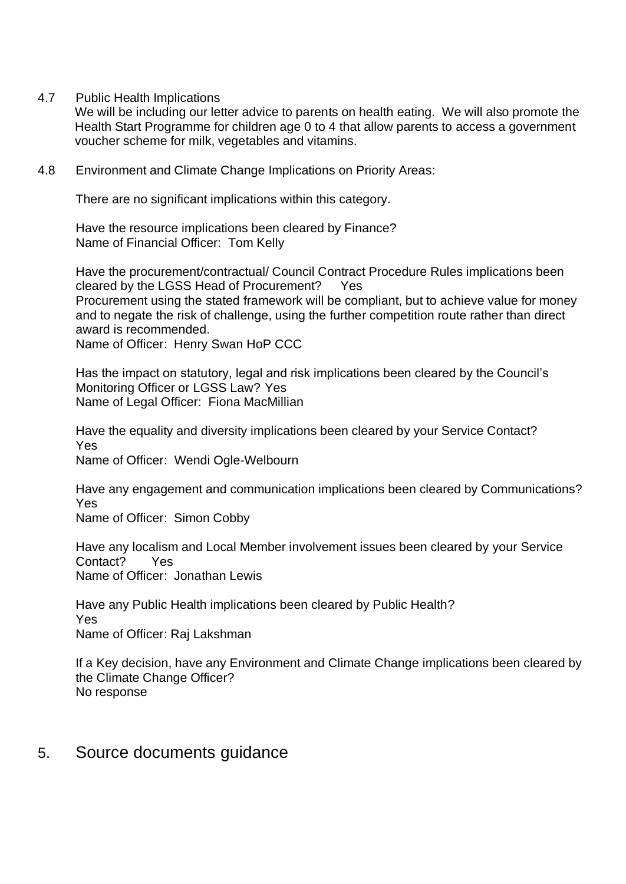4.7 Public Health Implications

We will be including our letter advice to parents on health eating. We will also promote the Health Start Programme for children age 0 to 4 that allow parents to access a government voucher scheme for milk, vegetables and vitamins.

4.8 Environment and Climate Change Implications on Priority Areas:

There are no significant implications within this category.

Have the resource implications been cleared by Finance?
Name of Financial Officer: Tom Kelly

Have the procurement/contractual/ Council Contract Procedure Rules implications been cleared by the LGSS Head of Procurement? Yes
Procurement using the stated framework will be compliant, but to achieve value for money and to negate the risk of challenge, using the further competition route rather than direct award is recommended.
Name of Officer: Henry Swan HoP CCC

Has the impact on statutory, legal and risk implications been cleared by the Council's Monitoring Officer or LGSS Law? Yes
Name of Legal Officer: Fiona MacMillian

Have the equality and diversity implications been cleared by your Service Contact?
Yes
Name of Officer: Wendi Ogle-Welbourn

Have any engagement and communication implications been cleared by Communications?
Yes
Name of Officer: Simon Cobby

Have any localism and Local Member involvement issues been cleared by your Service Contact? Yes
Name of Officer: Jonathan Lewis

Have any Public Health implications been cleared by Public Health?
Yes
Name of Officer: Raj Lakshman

If a Key decision, have any Environment and Climate Change implications been cleared by the Climate Change Officer?
No response

## 5. Source documents guidance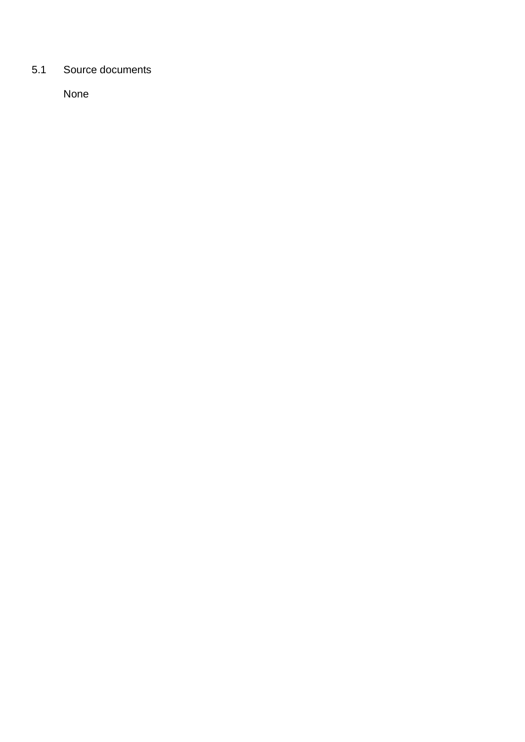## 5.1 Source documents

None